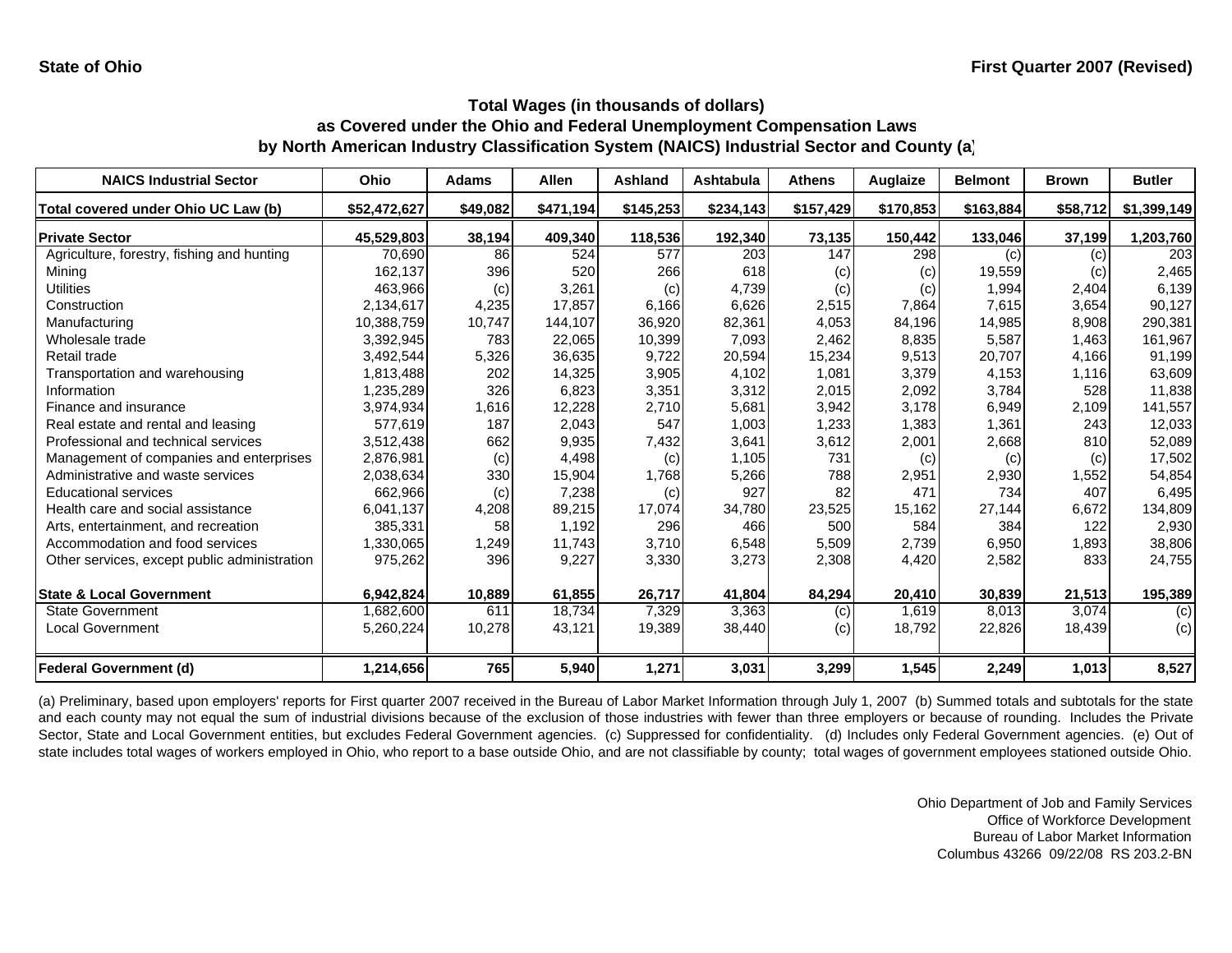**State of Ohio** **First Quarter 2007 (Revised)**

### Total Wages (in thousands of dollars)
### as Covered under the Ohio and Federal Unemployment Compensation Laws
### by North American Industry Classification System (NAICS) Industrial Sector and County (a)

| NAICS Industrial Sector | Ohio | Adams | Allen | Ashland | Ashtabula | Athens | Auglaize | Belmont | Brown | Butler |
|---|---|---|---|---|---|---|---|---|---|---|
| **Total covered under Ohio UC Law (b)** | **$52,472,627** | **$49,082** | **$471,194** | **$145,253** | **$234,143** | **$157,429** | **$170,853** | **$163,884** | **$58,712** | **$1,399,149** |
| **Private Sector** | **45,529,803** | **38,194** | **409,340** | **118,536** | **192,340** | **73,135** | **150,442** | **133,046** | **37,199** | **1,203,760** |
| Agriculture, forestry, fishing and hunting | 70,690 | 86 | 524 | 577 | 203 | 147 | 298 | (c) | (c) | 203 |
| Mining | 162,137 | 396 | 520 | 266 | 618 | (c) | (c) | 19,559 | (c) | 2,465 |
| Utilities | 463,966 | (c) | 3,261 | (c) | 4,739 | (c) | (c) | 1,994 | 2,404 | 6,139 |
| Construction | 2,134,617 | 4,235 | 17,857 | 6,166 | 6,626 | 2,515 | 7,864 | 7,615 | 3,654 | 90,127 |
| Manufacturing | 10,388,759 | 10,747 | 144,107 | 36,920 | 82,361 | 4,053 | 84,196 | 14,985 | 8,908 | 290,381 |
| Wholesale trade | 3,392,945 | 783 | 22,065 | 10,399 | 7,093 | 2,462 | 8,835 | 5,587 | 1,463 | 161,967 |
| Retail trade | 3,492,544 | 5,326 | 36,635 | 9,722 | 20,594 | 15,234 | 9,513 | 20,707 | 4,166 | 91,199 |
| Transportation and warehousing | 1,813,488 | 202 | 14,325 | 3,905 | 4,102 | 1,081 | 3,379 | 4,153 | 1,116 | 63,609 |
| Information | 1,235,289 | 326 | 6,823 | 3,351 | 3,312 | 2,015 | 2,092 | 3,784 | 528 | 11,838 |
| Finance and insurance | 3,974,934 | 1,616 | 12,228 | 2,710 | 5,681 | 3,942 | 3,178 | 6,949 | 2,109 | 141,557 |
| Real estate and rental and leasing | 577,619 | 187 | 2,043 | 547 | 1,003 | 1,233 | 1,383 | 1,361 | 243 | 12,033 |
| Professional and technical services | 3,512,438 | 662 | 9,935 | 7,432 | 3,641 | 3,612 | 2,001 | 2,668 | 810 | 52,089 |
| Management of companies and enterprises | 2,876,981 | (c) | 4,498 | (c) | 1,105 | 731 | (c) | (c) | (c) | 17,502 |
| Administrative and waste services | 2,038,634 | 330 | 15,904 | 1,768 | 5,266 | 788 | 2,951 | 2,930 | 1,552 | 54,854 |
| Educational services | 662,966 | (c) | 7,238 | (c) | 927 | 82 | 471 | 734 | 407 | 6,495 |
| Health care and social assistance | 6,041,137 | 4,208 | 89,215 | 17,074 | 34,780 | 23,525 | 15,162 | 27,144 | 6,672 | 134,809 |
| Arts, entertainment, and recreation | 385,331 | 58 | 1,192 | 296 | 466 | 500 | 584 | 384 | 122 | 2,930 |
| Accommodation and food services | 1,330,065 | 1,249 | 11,743 | 3,710 | 6,548 | 5,509 | 2,739 | 6,950 | 1,893 | 38,806 |
| Other services, except public administration | 975,262 | 396 | 9,227 | 3,330 | 3,273 | 2,308 | 4,420 | 2,582 | 833 | 24,755 |
| **State & Local Government** | **6,942,824** | **10,889** | **61,855** | **26,717** | **41,804** | **84,294** | **20,410** | **30,839** | **21,513** | **195,389** |
| State Government | 1,682,600 | 611 | 18,734 | 7,329 | 3,363 | (c) | 1,619 | 8,013 | 3,074 | (c) |
| Local Government | 5,260,224 | 10,278 | 43,121 | 19,389 | 38,440 | (c) | 18,792 | 22,826 | 18,439 | (c) |
| **Federal Government (d)** | **1,214,656** | **765** | **5,940** | **1,271** | **3,031** | **3,299** | **1,545** | **2,249** | **1,013** | **8,527** |

(a) Preliminary, based upon employers' reports for First quarter 2007 received in the Bureau of Labor Market Information through July 1, 2007 (b) Summed totals and subtotals for the state and each county may not equal the sum of industrial divisions because of the exclusion of those industries with fewer than three employers or because of rounding. Includes the Private Sector, State and Local Government entities, but excludes Federal Government agencies. (c) Suppressed for confidentiality. (d) Includes only Federal Government agencies. (e) Out of state includes total wages of workers employed in Ohio, who report to a base outside Ohio, and are not classifiable by county; total wages of government employees stationed outside Ohio.

Ohio Department of Job and Family Services
Office of Workforce Development
Bureau of Labor Market Information
Columbus 43266 09/22/08 RS 203.2-BN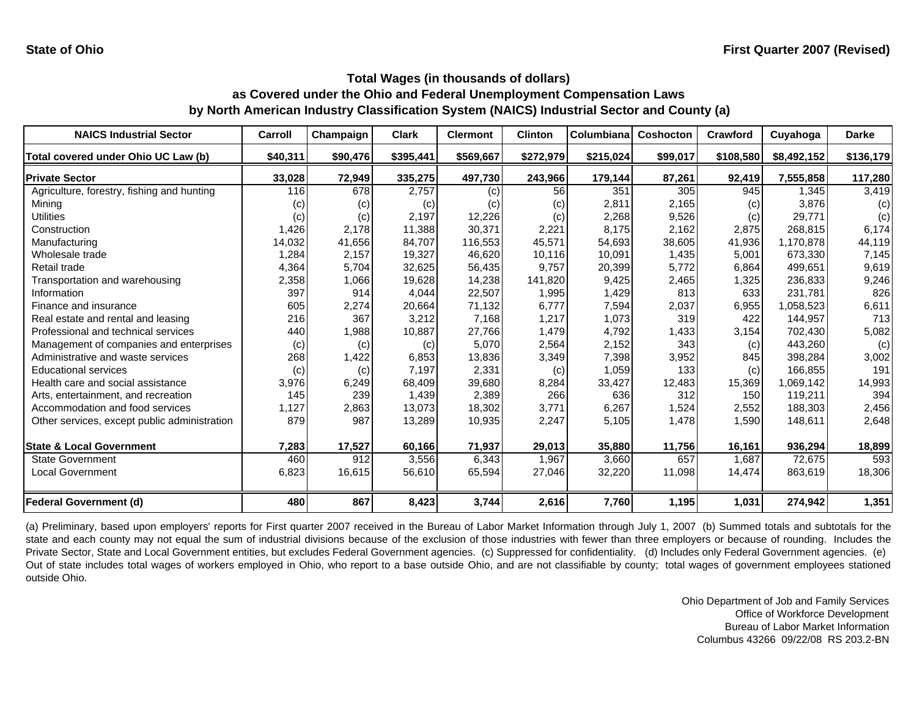State of Ohio

First Quarter 2007 (Revised)

## Total Wages (in thousands of dollars)
## as Covered under the Ohio and Federal Unemployment Compensation Laws
## by North American Industry Classification System (NAICS) Industrial Sector and County (a)

| NAICS Industrial Sector | Carroll | Champaign | Clark | Clermont | Clinton | Columbiana | Coshocton | Crawford | Cuyahoga | Darke |
|---|---|---|---|---|---|---|---|---|---|---|
| **Total covered under Ohio UC Law (b)** | **$40,311** | **$90,476** | **$395,441** | **$569,667** | **$272,979** | **$215,024** | **$99,017** | **$108,580** | **$8,492,152** | **$136,179** |
| **Private Sector** | **33,028** | **72,949** | **335,275** | **497,730** | **243,966** | **179,144** | **87,261** | **92,419** | **7,555,858** | **117,280** |
| Agriculture, forestry, fishing and hunting | 116 | 678 | 2,757 | (c) | 56 | 351 | 305 | 945 | 1,345 | 3,419 |
| Mining | (c) | (c) | (c) | (c) | (c) | 2,811 | 2,165 | (c) | 3,876 | (c) |
| Utilities | (c) | (c) | 2,197 | 12,226 | (c) | 2,268 | 9,526 | (c) | 29,771 | (c) |
| Construction | 1,426 | 2,178 | 11,388 | 30,371 | 2,221 | 8,175 | 2,162 | 2,875 | 268,815 | 6,174 |
| Manufacturing | 14,032 | 41,656 | 84,707 | 116,553 | 45,571 | 54,693 | 38,605 | 41,936 | 1,170,878 | 44,119 |
| Wholesale trade | 1,284 | 2,157 | 19,327 | 46,620 | 10,116 | 10,091 | 1,435 | 5,001 | 673,330 | 7,145 |
| Retail trade | 4,364 | 5,704 | 32,625 | 56,435 | 9,757 | 20,399 | 5,772 | 6,864 | 499,651 | 9,619 |
| Transportation and warehousing | 2,358 | 1,066 | 19,628 | 14,238 | 141,820 | 9,425 | 2,465 | 1,325 | 236,833 | 9,246 |
| Information | 397 | 914 | 4,044 | 22,507 | 1,995 | 1,429 | 813 | 633 | 231,781 | 826 |
| Finance and insurance | 605 | 2,274 | 20,664 | 71,132 | 6,777 | 7,594 | 2,037 | 6,955 | 1,058,523 | 6,611 |
| Real estate and rental and leasing | 216 | 367 | 3,212 | 7,168 | 1,217 | 1,073 | 319 | 422 | 144,957 | 713 |
| Professional and technical services | 440 | 1,988 | 10,887 | 27,766 | 1,479 | 4,792 | 1,433 | 3,154 | 702,430 | 5,082 |
| Management of companies and enterprises | (c) | (c) | (c) | 5,070 | 2,564 | 2,152 | 343 | (c) | 443,260 | (c) |
| Administrative and waste services | 268 | 1,422 | 6,853 | 13,836 | 3,349 | 7,398 | 3,952 | 845 | 398,284 | 3,002 |
| Educational services | (c) | (c) | 7,197 | 2,331 | (c) | 1,059 | 133 | (c) | 166,855 | 191 |
| Health care and social assistance | 3,976 | 6,249 | 68,409 | 39,680 | 8,284 | 33,427 | 12,483 | 15,369 | 1,069,142 | 14,993 |
| Arts, entertainment, and recreation | 145 | 239 | 1,439 | 2,389 | 266 | 636 | 312 | 150 | 119,211 | 394 |
| Accommodation and food services | 1,127 | 2,863 | 13,073 | 18,302 | 3,771 | 6,267 | 1,524 | 2,552 | 188,303 | 2,456 |
| Other services, except public administration | 879 | 987 | 13,289 | 10,935 | 2,247 | 5,105 | 1,478 | 1,590 | 148,611 | 2,648 |
| **State & Local Government** | **7,283** | **17,527** | **60,166** | **71,937** | **29,013** | **35,880** | **11,756** | **16,161** | **936,294** | **18,899** |
| State Government | 460 | 912 | 3,556 | 6,343 | 1,967 | 3,660 | 657 | 1,687 | 72,675 | 593 |
| Local Government | 6,823 | 16,615 | 56,610 | 65,594 | 27,046 | 32,220 | 11,098 | 14,474 | 863,619 | 18,306 |
| **Federal Government (d)** | **480** | **867** | **8,423** | **3,744** | **2,616** | **7,760** | **1,195** | **1,031** | **274,942** | **1,351** |

(a) Preliminary, based upon employers' reports for First quarter 2007 received in the Bureau of Labor Market Information through July 1, 2007 (b) Summed totals and subtotals for the state and each county may not equal the sum of industrial divisions because of the exclusion of those industries with fewer than three employers or because of rounding. Includes the Private Sector, State and Local Government entities, but excludes Federal Government agencies. (c) Suppressed for confidentiality. (d) Includes only Federal Government agencies. (e) Out of state includes total wages of workers employed in Ohio, who report to a base outside Ohio, and are not classifiable by county; total wages of government employees stationed outside Ohio.

Ohio Department of Job and Family Services
Office of Workforce Development
Bureau of Labor Market Information
Columbus 43266 09/22/08 RS 203.2-BN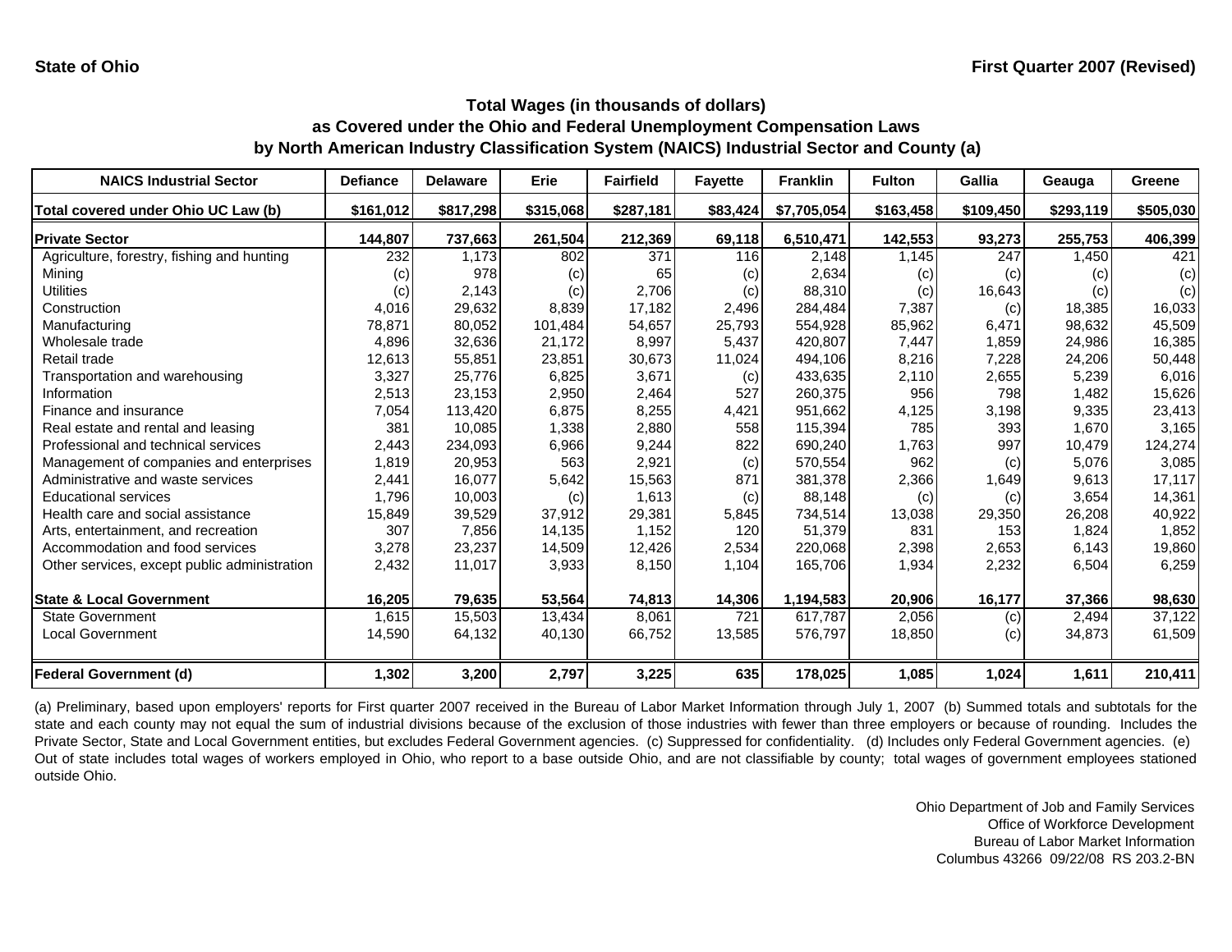**State of Ohio** **First Quarter 2007 (Revised)**

## Total Wages (in thousands of dollars)
## as Covered under the Ohio and Federal Unemployment Compensation Laws
## by North American Industry Classification System (NAICS) Industrial Sector and County (a)

| NAICS Industrial Sector | Defiance | Delaware | Erie | Fairfield | Fayette | Franklin | Fulton | Gallia | Geauga | Greene |
|---|---|---|---|---|---|---|---|---|---|---|
| Total covered under Ohio UC Law (b) | $161,012 | $817,298 | $315,068 | $287,181 | $83,424 | $7,705,054 | $163,458 | $109,450 | $293,119 | $505,030 |
| **Private Sector** | 144,807 | 737,663 | 261,504 | 212,369 | 69,118 | 6,510,471 | 142,553 | 93,273 | 255,753 | 406,399 |
| Agriculture, forestry, fishing and hunting | 232 | 1,173 | 802 | 371 | 116 | 2,148 | 1,145 | 247 | 1,450 | 421 |
| Mining | (c) | 978 | (c) | 65 | (c) | 2,634 | (c) | (c) | (c) | (c) |
| Utilities | (c) | 2,143 | (c) | 2,706 | (c) | 88,310 | (c) | 16,643 | (c) | (c) |
| Construction | 4,016 | 29,632 | 8,839 | 17,182 | 2,496 | 284,484 | 7,387 | (c) | 18,385 | 16,033 |
| Manufacturing | 78,871 | 80,052 | 101,484 | 54,657 | 25,793 | 554,928 | 85,962 | 6,471 | 98,632 | 45,509 |
| Wholesale trade | 4,896 | 32,636 | 21,172 | 8,997 | 5,437 | 420,807 | 7,447 | 1,859 | 24,986 | 16,385 |
| Retail trade | 12,613 | 55,851 | 23,851 | 30,673 | 11,024 | 494,106 | 8,216 | 7,228 | 24,206 | 50,448 |
| Transportation and warehousing | 3,327 | 25,776 | 6,825 | 3,671 | (c) | 433,635 | 2,110 | 2,655 | 5,239 | 6,016 |
| Information | 2,513 | 23,153 | 2,950 | 2,464 | 527 | 260,375 | 956 | 798 | 1,482 | 15,626 |
| Finance and insurance | 7,054 | 113,420 | 6,875 | 8,255 | 4,421 | 951,662 | 4,125 | 3,198 | 9,335 | 23,413 |
| Real estate and rental and leasing | 381 | 10,085 | 1,338 | 2,880 | 558 | 115,394 | 785 | 393 | 1,670 | 3,165 |
| Professional and technical services | 2,443 | 234,093 | 6,966 | 9,244 | 822 | 690,240 | 1,763 | 997 | 10,479 | 124,274 |
| Management of companies and enterprises | 1,819 | 20,953 | 563 | 2,921 | (c) | 570,554 | 962 | (c) | 5,076 | 3,085 |
| Administrative and waste services | 2,441 | 16,077 | 5,642 | 15,563 | 871 | 381,378 | 2,366 | 1,649 | 9,613 | 17,117 |
| Educational services | 1,796 | 10,003 | (c) | 1,613 | (c) | 88,148 | (c) | (c) | 3,654 | 14,361 |
| Health care and social assistance | 15,849 | 39,529 | 37,912 | 29,381 | 5,845 | 734,514 | 13,038 | 29,350 | 26,208 | 40,922 |
| Arts, entertainment, and recreation | 307 | 7,856 | 14,135 | 1,152 | 120 | 51,379 | 831 | 153 | 1,824 | 1,852 |
| Accommodation and food services | 3,278 | 23,237 | 14,509 | 12,426 | 2,534 | 220,068 | 2,398 | 2,653 | 6,143 | 19,860 |
| Other services, except public administration | 2,432 | 11,017 | 3,933 | 8,150 | 1,104 | 165,706 | 1,934 | 2,232 | 6,504 | 6,259 |
| **State & Local Government** | 16,205 | 79,635 | 53,564 | 74,813 | 14,306 | 1,194,583 | 20,906 | 16,177 | 37,366 | 98,630 |
| State Government | 1,615 | 15,503 | 13,434 | 8,061 | 721 | 617,787 | 2,056 | (c) | 2,494 | 37,122 |
| Local Government | 14,590 | 64,132 | 40,130 | 66,752 | 13,585 | 576,797 | 18,850 | (c) | 34,873 | 61,509 |
| **Federal Government (d)** | 1,302 | 3,200 | 2,797 | 3,225 | 635 | 178,025 | 1,085 | 1,024 | 1,611 | 210,411 |

(a) Preliminary, based upon employers' reports for First quarter 2007 received in the Bureau of Labor Market Information through July 1, 2007 (b) Summed totals and subtotals for the state and each county may not equal the sum of industrial divisions because of the exclusion of those industries with fewer than three employers or because of rounding. Includes the Private Sector, State and Local Government entities, but excludes Federal Government agencies. (c) Suppressed for confidentiality. (d) Includes only Federal Government agencies. (e) Out of state includes total wages of workers employed in Ohio, who report to a base outside Ohio, and are not classifiable by county; total wages of government employees stationed outside Ohio.

Ohio Department of Job and Family Services
Office of Workforce Development
Bureau of Labor Market Information
Columbus 43266 09/22/08 RS 203.2-BN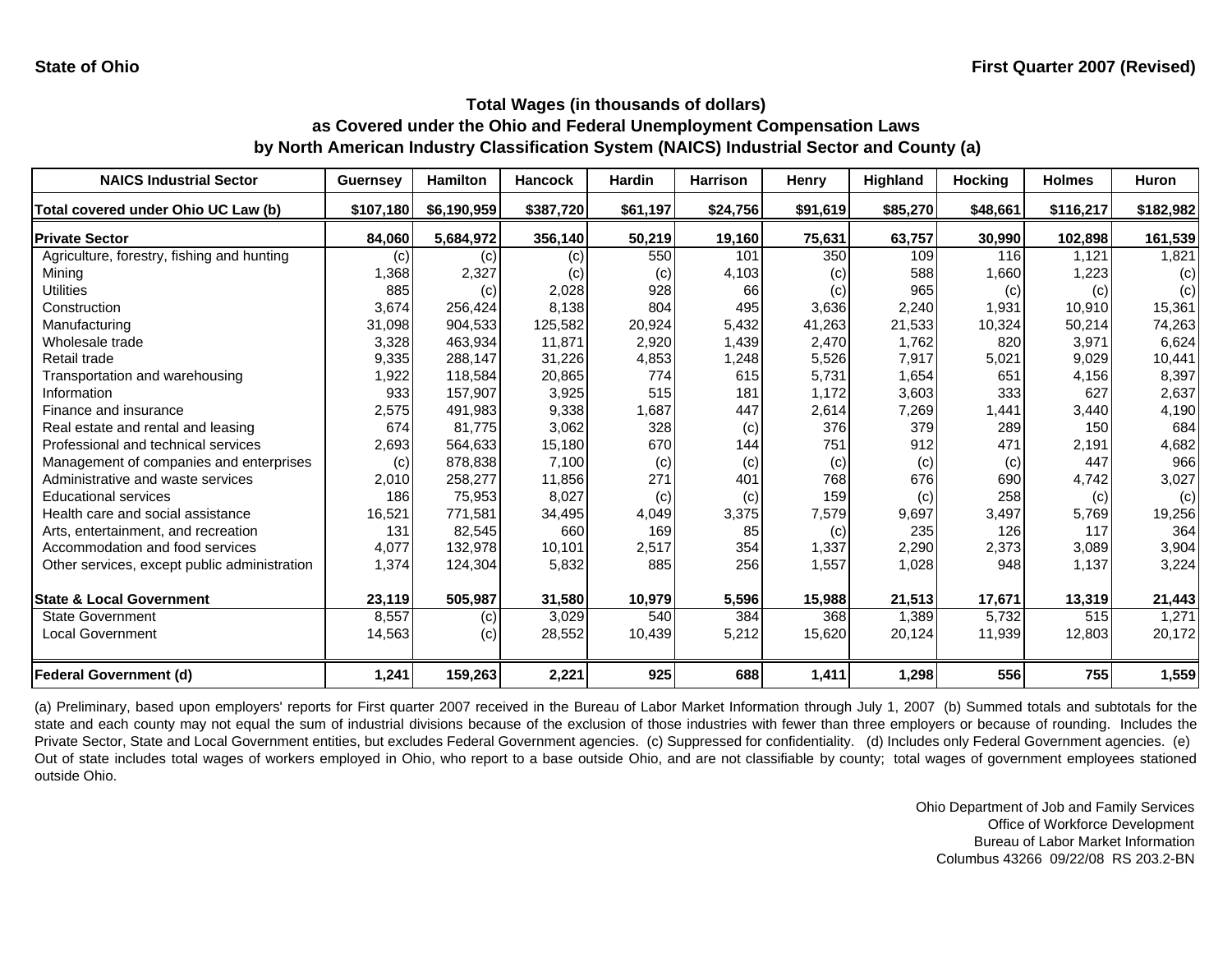State of Ohio

First Quarter 2007 (Revised)

## Total Wages (in thousands of dollars)
## as Covered under the Ohio and Federal Unemployment Compensation Laws
## by North American Industry Classification System (NAICS) Industrial Sector and County (a)

| NAICS Industrial Sector | Guernsey | Hamilton | Hancock | Hardin | Harrison | Henry | Highland | Hocking | Holmes | Huron |
|---|---|---|---|---|---|---|---|---|---|---|
| Total covered under Ohio UC Law (b) | $107,180 | $6,190,959 | $387,720 | $61,197 | $24,756 | $91,619 | $85,270 | $48,661 | $116,217 | $182,982 |
| **Private Sector** | **84,060** | **5,684,972** | **356,140** | **50,219** | **19,160** | **75,631** | **63,757** | **30,990** | **102,898** | **161,539** |
| Agriculture, forestry, fishing and hunting | (c) | (c) | (c) | 550 | 101 | 350 | 109 | 116 | 1,121 | 1,821 |
| Mining | 1,368 | 2,327 | (c) | (c) | 4,103 | (c) | 588 | 1,660 | 1,223 | (c) |
| Utilities | 885 | (c) | 2,028 | 928 | 66 | (c) | 965 | (c) | (c) | (c) |
| Construction | 3,674 | 256,424 | 8,138 | 804 | 495 | 3,636 | 2,240 | 1,931 | 10,910 | 15,361 |
| Manufacturing | 31,098 | 904,533 | 125,582 | 20,924 | 5,432 | 41,263 | 21,533 | 10,324 | 50,214 | 74,263 |
| Wholesale trade | 3,328 | 463,934 | 11,871 | 2,920 | 1,439 | 2,470 | 1,762 | 820 | 3,971 | 6,624 |
| Retail trade | 9,335 | 288,147 | 31,226 | 4,853 | 1,248 | 5,526 | 7,917 | 5,021 | 9,029 | 10,441 |
| Transportation and warehousing | 1,922 | 118,584 | 20,865 | 774 | 615 | 5,731 | 1,654 | 651 | 4,156 | 8,397 |
| Information | 933 | 157,907 | 3,925 | 515 | 181 | 1,172 | 3,603 | 333 | 627 | 2,637 |
| Finance and insurance | 2,575 | 491,983 | 9,338 | 1,687 | 447 | 2,614 | 7,269 | 1,441 | 3,440 | 4,190 |
| Real estate and rental and leasing | 674 | 81,775 | 3,062 | 328 | (c) | 376 | 379 | 289 | 150 | 684 |
| Professional and technical services | 2,693 | 564,633 | 15,180 | 670 | 144 | 751 | 912 | 471 | 2,191 | 4,682 |
| Management of companies and enterprises | (c) | 878,838 | 7,100 | (c) | (c) | (c) | (c) | (c) | 447 | 966 |
| Administrative and waste services | 2,010 | 258,277 | 11,856 | 271 | 401 | 768 | 676 | 690 | 4,742 | 3,027 |
| Educational services | 186 | 75,953 | 8,027 | (c) | (c) | 159 | (c) | 258 | (c) | (c) |
| Health care and social assistance | 16,521 | 771,581 | 34,495 | 4,049 | 3,375 | 7,579 | 9,697 | 3,497 | 5,769 | 19,256 |
| Arts, entertainment, and recreation | 131 | 82,545 | 660 | 169 | 85 | (c) | 235 | 126 | 117 | 364 |
| Accommodation and food services | 4,077 | 132,978 | 10,101 | 2,517 | 354 | 1,337 | 2,290 | 2,373 | 3,089 | 3,904 |
| Other services, except public administration | 1,374 | 124,304 | 5,832 | 885 | 256 | 1,557 | 1,028 | 948 | 1,137 | 3,224 |
| **State & Local Government** | **23,119** | **505,987** | **31,580** | **10,979** | **5,596** | **15,988** | **21,513** | **17,671** | **13,319** | **21,443** |
| State Government | 8,557 | (c) | 3,029 | 540 | 384 | 368 | 1,389 | 5,732 | 515 | 1,271 |
| Local Government | 14,563 | (c) | 28,552 | 10,439 | 5,212 | 15,620 | 20,124 | 11,939 | 12,803 | 20,172 |
| **Federal Government (d)** | **1,241** | **159,263** | **2,221** | **925** | **688** | **1,411** | **1,298** | **556** | **755** | **1,559** |

(a) Preliminary, based upon employers' reports for First quarter 2007 received in the Bureau of Labor Market Information through July 1, 2007 (b) Summed totals and subtotals for the state and each county may not equal the sum of industrial divisions because of the exclusion of those industries with fewer than three employers or because of rounding. Includes the Private Sector, State and Local Government entities, but excludes Federal Government agencies. (c) Suppressed for confidentiality. (d) Includes only Federal Government agencies. (e) Out of state includes total wages of workers employed in Ohio, who report to a base outside Ohio, and are not classifiable by county; total wages of government employees stationed outside Ohio.

Ohio Department of Job and Family Services
Office of Workforce Development
Bureau of Labor Market Information
Columbus 43266 09/22/08 RS 203.2-BN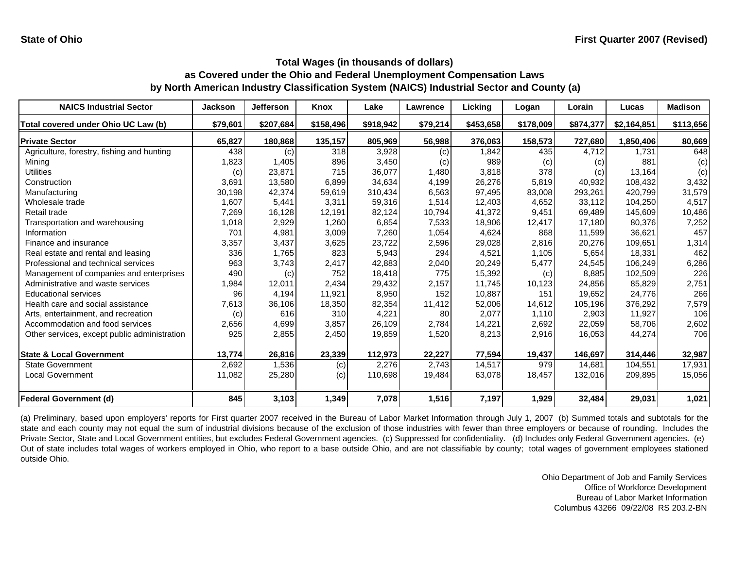State of Ohio

First Quarter 2007 (Revised)

### Total Wages (in thousands of dollars)
### as Covered under the Ohio and Federal Unemployment Compensation Laws
### by North American Industry Classification System (NAICS) Industrial Sector and County (a)

| NAICS Industrial Sector | Jackson | Jefferson | Knox | Lake | Lawrence | Licking | Logan | Lorain | Lucas | Madison |
|---|---|---|---|---|---|---|---|---|---|---|
| **Total covered under Ohio UC Law (b)** | **$79,601** | **$207,684** | **$158,496** | **$918,942** | **$79,214** | **$453,658** | **$178,009** | **$874,377** | **$2,164,851** | **$113,656** |
| **Private Sector** | **65,827** | **180,868** | **135,157** | **805,969** | **56,988** | **376,063** | **158,573** | **727,680** | **1,850,406** | **80,669** |
| Agriculture, forestry, fishing and hunting | 438 | (c) | 318 | 3,928 | (c) | 1,842 | 435 | 4,712 | 1,731 | 648 |
| Mining | 1,823 | 1,405 | 896 | 3,450 | (c) | 989 | (c) | (c) | 881 | (c) |
| Utilities | (c) | 23,871 | 715 | 36,077 | 1,480 | 3,818 | 378 | (c) | 13,164 | (c) |
| Construction | 3,691 | 13,580 | 6,899 | 34,634 | 4,199 | 26,276 | 5,819 | 40,932 | 108,432 | 3,432 |
| Manufacturing | 30,198 | 42,374 | 59,619 | 310,434 | 6,563 | 97,495 | 83,008 | 293,261 | 420,799 | 31,579 |
| Wholesale trade | 1,607 | 5,441 | 3,311 | 59,316 | 1,514 | 12,403 | 4,652 | 33,112 | 104,250 | 4,517 |
| Retail trade | 7,269 | 16,128 | 12,191 | 82,124 | 10,794 | 41,372 | 9,451 | 69,489 | 145,609 | 10,486 |
| Transportation and warehousing | 1,018 | 2,929 | 1,260 | 6,854 | 7,533 | 18,906 | 12,417 | 17,180 | 80,376 | 7,252 |
| Information | 701 | 4,981 | 3,009 | 7,260 | 1,054 | 4,624 | 868 | 11,599 | 36,621 | 457 |
| Finance and insurance | 3,357 | 3,437 | 3,625 | 23,722 | 2,596 | 29,028 | 2,816 | 20,276 | 109,651 | 1,314 |
| Real estate and rental and leasing | 336 | 1,765 | 823 | 5,943 | 294 | 4,521 | 1,105 | 5,654 | 18,331 | 462 |
| Professional and technical services | 963 | 3,743 | 2,417 | 42,883 | 2,040 | 20,249 | 5,477 | 24,545 | 106,249 | 6,286 |
| Management of companies and enterprises | 490 | (c) | 752 | 18,418 | 775 | 15,392 | (c) | 8,885 | 102,509 | 226 |
| Administrative and waste services | 1,984 | 12,011 | 2,434 | 29,432 | 2,157 | 11,745 | 10,123 | 24,856 | 85,829 | 2,751 |
| Educational services | 96 | 4,194 | 11,921 | 8,950 | 152 | 10,887 | 151 | 19,652 | 24,776 | 266 |
| Health care and social assistance | 7,613 | 36,106 | 18,350 | 82,354 | 11,412 | 52,006 | 14,612 | 105,196 | 376,292 | 7,579 |
| Arts, entertainment, and recreation | (c) | 616 | 310 | 4,221 | 80 | 2,077 | 1,110 | 2,903 | 11,927 | 106 |
| Accommodation and food services | 2,656 | 4,699 | 3,857 | 26,109 | 2,784 | 14,221 | 2,692 | 22,059 | 58,706 | 2,602 |
| Other services, except public administration | 925 | 2,855 | 2,450 | 19,859 | 1,520 | 8,213 | 2,916 | 16,053 | 44,274 | 706 |
| **State & Local Government** | **13,774** | **26,816** | **23,339** | **112,973** | **22,227** | **77,594** | **19,437** | **146,697** | **314,446** | **32,987** |
| State Government | 2,692 | 1,536 | (c) | 2,276 | 2,743 | 14,517 | 979 | 14,681 | 104,551 | 17,931 |
| Local Government | 11,082 | 25,280 | (c) | 110,698 | 19,484 | 63,078 | 18,457 | 132,016 | 209,895 | 15,056 |
| **Federal Government (d)** | **845** | **3,103** | **1,349** | **7,078** | **1,516** | **7,197** | **1,929** | **32,484** | **29,031** | **1,021** |

(a) Preliminary, based upon employers' reports for First quarter 2007 received in the Bureau of Labor Market Information through July 1, 2007 (b) Summed totals and subtotals for the state and each county may not equal the sum of industrial divisions because of the exclusion of those industries with fewer than three employers or because of rounding. Includes the Private Sector, State and Local Government entities, but excludes Federal Government agencies. (c) Suppressed for confidentiality. (d) Includes only Federal Government agencies. (e) Out of state includes total wages of workers employed in Ohio, who report to a base outside Ohio, and are not classifiable by county; total wages of government employees stationed outside Ohio.

Ohio Department of Job and Family Services
Office of Workforce Development
Bureau of Labor Market Information
Columbus 43266 09/22/08 RS 203.2-BN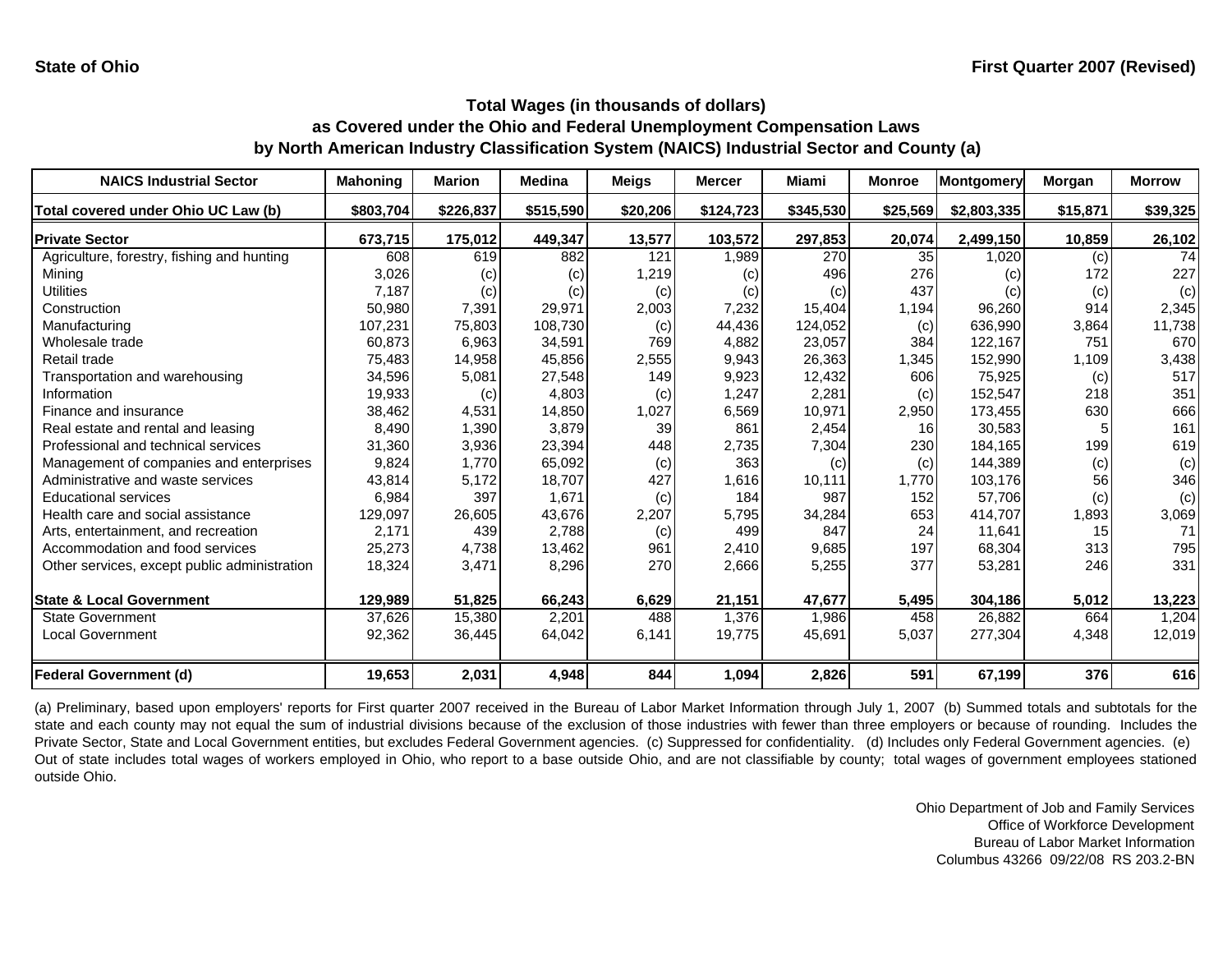State of Ohio

First Quarter 2007 (Revised)

## Total Wages (in thousands of dollars)
## as Covered under the Ohio and Federal Unemployment Compensation Laws
## by North American Industry Classification System (NAICS) Industrial Sector and County (a)

| NAICS Industrial Sector | Mahoning | Marion | Medina | Meigs | Mercer | Miami | Monroe | Montgomery | Morgan | Morrow |
|---|---|---|---|---|---|---|---|---|---|---|
| Total covered under Ohio UC Law (b) | $803,704 | $226,837 | $515,590 | $20,206 | $124,723 | $345,530 | $25,569 | $2,803,335 | $15,871 | $39,325 |
| **Private Sector** | **673,715** | **175,012** | **449,347** | **13,577** | **103,572** | **297,853** | **20,074** | **2,499,150** | **10,859** | **26,102** |
| Agriculture, forestry, fishing and hunting | 608 | 619 | 882 | 121 | 1,989 | 270 | 35 | 1,020 | (c) | 74 |
| Mining | 3,026 | (c) | (c) | 1,219 | (c) | 496 | 276 | (c) | 172 | 227 |
| Utilities | 7,187 | (c) | (c) | (c) | (c) | (c) | 437 | (c) | (c) | (c) |
| Construction | 50,980 | 7,391 | 29,971 | 2,003 | 7,232 | 15,404 | 1,194 | 96,260 | 914 | 2,345 |
| Manufacturing | 107,231 | 75,803 | 108,730 | (c) | 44,436 | 124,052 | (c) | 636,990 | 3,864 | 11,738 |
| Wholesale trade | 60,873 | 6,963 | 34,591 | 769 | 4,882 | 23,057 | 384 | 122,167 | 751 | 670 |
| Retail trade | 75,483 | 14,958 | 45,856 | 2,555 | 9,943 | 26,363 | 1,345 | 152,990 | 1,109 | 3,438 |
| Transportation and warehousing | 34,596 | 5,081 | 27,548 | 149 | 9,923 | 12,432 | 606 | 75,925 | (c) | 517 |
| Information | 19,933 | (c) | 4,803 | (c) | 1,247 | 2,281 | (c) | 152,547 | 218 | 351 |
| Finance and insurance | 38,462 | 4,531 | 14,850 | 1,027 | 6,569 | 10,971 | 2,950 | 173,455 | 630 | 666 |
| Real estate and rental and leasing | 8,490 | 1,390 | 3,879 | 39 | 861 | 2,454 | 16 | 30,583 | 5 | 161 |
| Professional and technical services | 31,360 | 3,936 | 23,394 | 448 | 2,735 | 7,304 | 230 | 184,165 | 199 | 619 |
| Management of companies and enterprises | 9,824 | 1,770 | 65,092 | (c) | 363 | (c) | (c) | 144,389 | (c) | (c) |
| Administrative and waste services | 43,814 | 5,172 | 18,707 | 427 | 1,616 | 10,111 | 1,770 | 103,176 | 56 | 346 |
| Educational services | 6,984 | 397 | 1,671 | (c) | 184 | 987 | 152 | 57,706 | (c) | (c) |
| Health care and social assistance | 129,097 | 26,605 | 43,676 | 2,207 | 5,795 | 34,284 | 653 | 414,707 | 1,893 | 3,069 |
| Arts, entertainment, and recreation | 2,171 | 439 | 2,788 | (c) | 499 | 847 | 24 | 11,641 | 15 | 71 |
| Accommodation and food services | 25,273 | 4,738 | 13,462 | 961 | 2,410 | 9,685 | 197 | 68,304 | 313 | 795 |
| Other services, except public administration | 18,324 | 3,471 | 8,296 | 270 | 2,666 | 5,255 | 377 | 53,281 | 246 | 331 |
| **State & Local Government** | **129,989** | **51,825** | **66,243** | **6,629** | **21,151** | **47,677** | **5,495** | **304,186** | **5,012** | **13,223** |
| State Government | 37,626 | 15,380 | 2,201 | 488 | 1,376 | 1,986 | 458 | 26,882 | 664 | 1,204 |
| Local Government | 92,362 | 36,445 | 64,042 | 6,141 | 19,775 | 45,691 | 5,037 | 277,304 | 4,348 | 12,019 |
| **Federal Government (d)** | **19,653** | **2,031** | **4,948** | **844** | **1,094** | **2,826** | **591** | **67,199** | **376** | **616** |

(a) Preliminary, based upon employers' reports for First quarter 2007 received in the Bureau of Labor Market Information through July 1, 2007 (b) Summed totals and subtotals for the state and each county may not equal the sum of industrial divisions because of the exclusion of those industries with fewer than three employers or because of rounding. Includes the Private Sector, State and Local Government entities, but excludes Federal Government agencies. (c) Suppressed for confidentiality. (d) Includes only Federal Government agencies. (e) Out of state includes total wages of workers employed in Ohio, who report to a base outside Ohio, and are not classifiable by county; total wages of government employees stationed outside Ohio.

Ohio Department of Job and Family Services
Office of Workforce Development
Bureau of Labor Market Information
Columbus 43266 09/22/08 RS 203.2-BN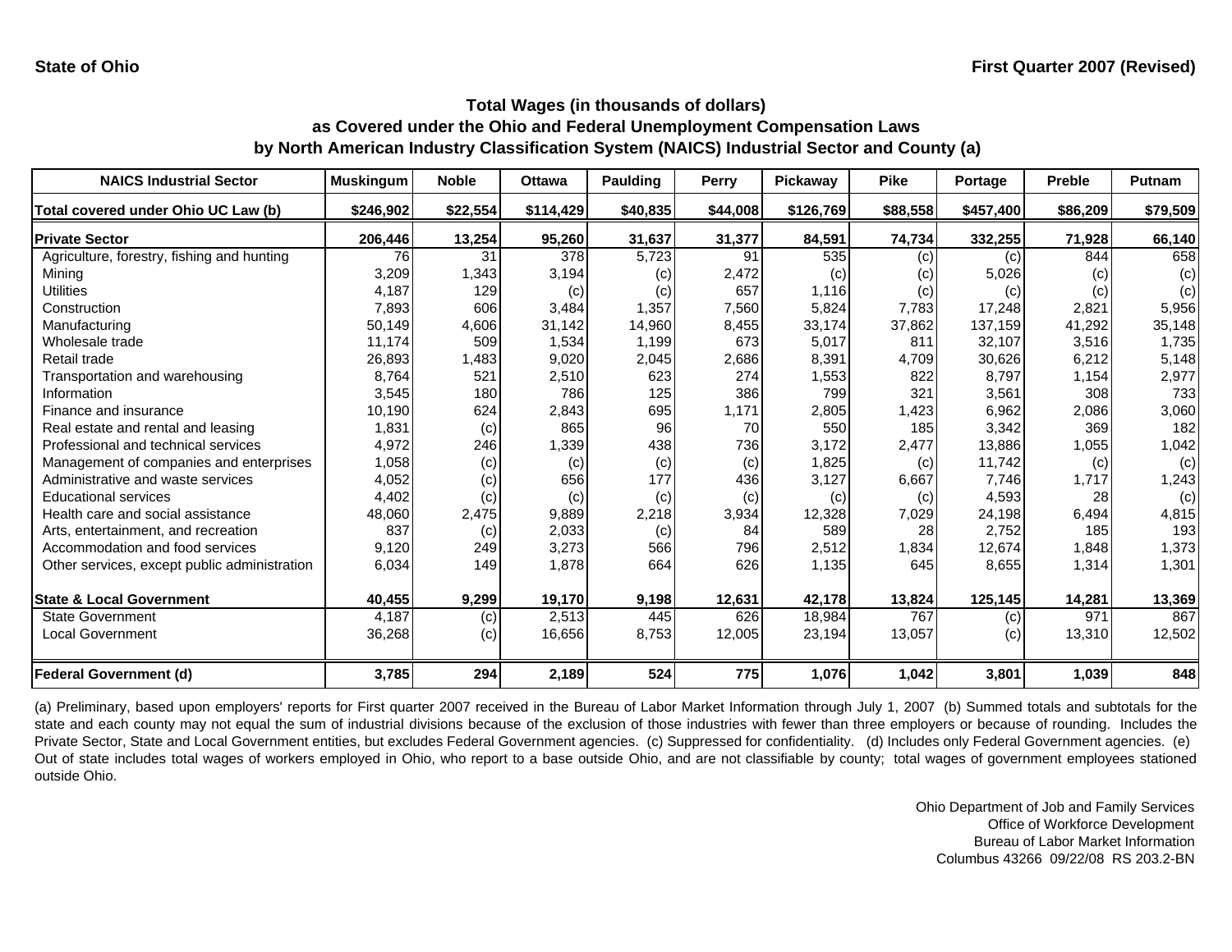State of Ohio | First Quarter 2007 (Revised)

## Total Wages (in thousands of dollars)
## as Covered under the Ohio and Federal Unemployment Compensation Laws
## by North American Industry Classification System (NAICS) Industrial Sector and County (a)

| NAICS Industrial Sector | Muskingum | Noble | Ottawa | Paulding | Perry | Pickaway | Pike | Portage | Preble | Putnam |
|---|---|---|---|---|---|---|---|---|---|---|
| **Total covered under Ohio UC Law (b)** | **$246,902** | **$22,554** | **$114,429** | **$40,835** | **$44,008** | **$126,769** | **$88,558** | **$457,400** | **$86,209** | **$79,509** |
| **Private Sector** | **206,446** | **13,254** | **95,260** | **31,637** | **31,377** | **84,591** | **74,734** | **332,255** | **71,928** | **66,140** |
| Agriculture, forestry, fishing and hunting | 76 | 31 | 378 | 5,723 | 91 | 535 | (c) | (c) | 844 | 658 |
| Mining | 3,209 | 1,343 | 3,194 | (c) | 2,472 | (c) | (c) | 5,026 | (c) | (c) |
| Utilities | 4,187 | 129 | (c) | (c) | 657 | 1,116 | (c) | (c) | (c) | (c) |
| Construction | 7,893 | 606 | 3,484 | 1,357 | 7,560 | 5,824 | 7,783 | 17,248 | 2,821 | 5,956 |
| Manufacturing | 50,149 | 4,606 | 31,142 | 14,960 | 8,455 | 33,174 | 37,862 | 137,159 | 41,292 | 35,148 |
| Wholesale trade | 11,174 | 509 | 1,534 | 1,199 | 673 | 5,017 | 811 | 32,107 | 3,516 | 1,735 |
| Retail trade | 26,893 | 1,483 | 9,020 | 2,045 | 2,686 | 8,391 | 4,709 | 30,626 | 6,212 | 5,148 |
| Transportation and warehousing | 8,764 | 521 | 2,510 | 623 | 274 | 1,553 | 822 | 8,797 | 1,154 | 2,977 |
| Information | 3,545 | 180 | 786 | 125 | 386 | 799 | 321 | 3,561 | 308 | 733 |
| Finance and insurance | 10,190 | 624 | 2,843 | 695 | 1,171 | 2,805 | 1,423 | 6,962 | 2,086 | 3,060 |
| Real estate and rental and leasing | 1,831 | (c) | 865 | 96 | 70 | 550 | 185 | 3,342 | 369 | 182 |
| Professional and technical services | 4,972 | 246 | 1,339 | 438 | 736 | 3,172 | 2,477 | 13,886 | 1,055 | 1,042 |
| Management of companies and enterprises | 1,058 | (c) | (c) | (c) | (c) | 1,825 | (c) | 11,742 | (c) | (c) |
| Administrative and waste services | 4,052 | (c) | 656 | 177 | 436 | 3,127 | 6,667 | 7,746 | 1,717 | 1,243 |
| Educational services | 4,402 | (c) | (c) | (c) | (c) | (c) | (c) | 4,593 | 28 | (c) |
| Health care and social assistance | 48,060 | 2,475 | 9,889 | 2,218 | 3,934 | 12,328 | 7,029 | 24,198 | 6,494 | 4,815 |
| Arts, entertainment, and recreation | 837 | (c) | 2,033 | (c) | 84 | 589 | 28 | 2,752 | 185 | 193 |
| Accommodation and food services | 9,120 | 249 | 3,273 | 566 | 796 | 2,512 | 1,834 | 12,674 | 1,848 | 1,373 |
| Other services, except public administration | 6,034 | 149 | 1,878 | 664 | 626 | 1,135 | 645 | 8,655 | 1,314 | 1,301 |
| **State & Local Government** | **40,455** | **9,299** | **19,170** | **9,198** | **12,631** | **42,178** | **13,824** | **125,145** | **14,281** | **13,369** |
| State Government | 4,187 | (c) | 2,513 | 445 | 626 | 18,984 | 767 | (c) | 971 | 867 |
| Local Government | 36,268 | (c) | 16,656 | 8,753 | 12,005 | 23,194 | 13,057 | (c) | 13,310 | 12,502 |
| **Federal Government (d)** | **3,785** | **294** | **2,189** | **524** | **775** | **1,076** | **1,042** | **3,801** | **1,039** | **848** |

(a) Preliminary, based upon employers' reports for First quarter 2007 received in the Bureau of Labor Market Information through July 1, 2007 (b) Summed totals and subtotals for the state and each county may not equal the sum of industrial divisions because of the exclusion of those industries with fewer than three employers or because of rounding. Includes the Private Sector, State and Local Government entities, but excludes Federal Government agencies. (c) Suppressed for confidentiality. (d) Includes only Federal Government agencies. (e) Out of state includes total wages of workers employed in Ohio, who report to a base outside Ohio, and are not classifiable by county; total wages of government employees stationed outside Ohio.

Ohio Department of Job and Family Services
Office of Workforce Development
Bureau of Labor Market Information
Columbus 43266 09/22/08 RS 203.2-BN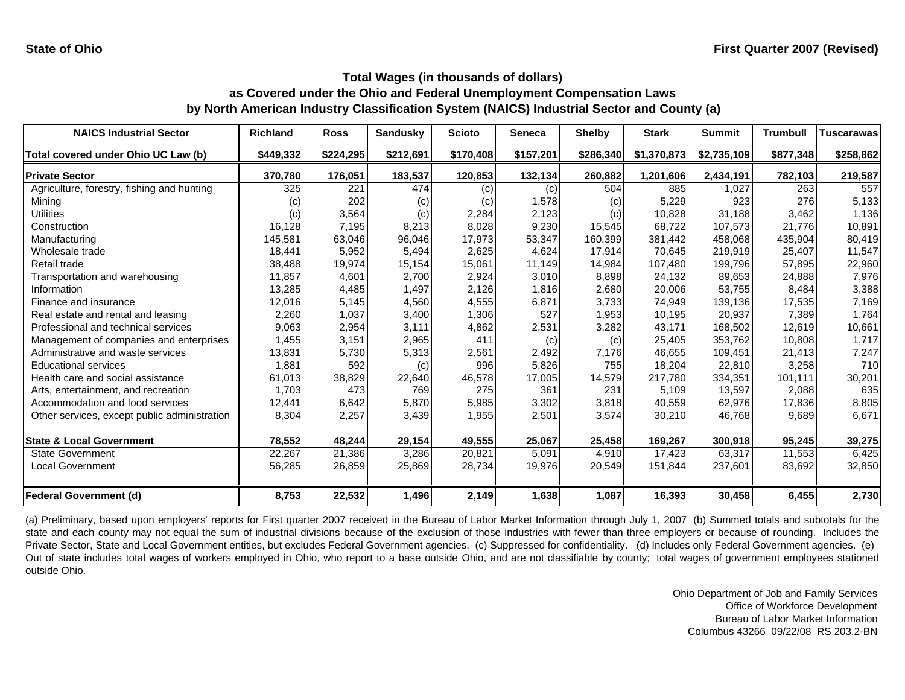State of Ohio

First Quarter 2007 (Revised)

## Total Wages (in thousands of dollars)
## as Covered under the Ohio and Federal Unemployment Compensation Laws
## by North American Industry Classification System (NAICS) Industrial Sector and County (a)

| NAICS Industrial Sector | Richland | Ross | Sandusky | Scioto | Seneca | Shelby | Stark | Summit | Trumbull | Tuscarawas |
|---|---|---|---|---|---|---|---|---|---|---|
| **Total covered under Ohio UC Law (b)** | **$449,332** | **$224,295** | **$212,691** | **$170,408** | **$157,201** | **$286,340** | **$1,370,873** | **$2,735,109** | **$877,348** | **$258,862** |
| **Private Sector** | **370,780** | **176,051** | **183,537** | **120,853** | **132,134** | **260,882** | **1,201,606** | **2,434,191** | **782,103** | **219,587** |
| Agriculture, forestry, fishing and hunting | 325 | 221 | 474 | (c) | (c) | 504 | 885 | 1,027 | 263 | 557 |
| Mining | (c) | 202 | (c) | (c) | 1,578 | (c) | 5,229 | 923 | 276 | 5,133 |
| Utilities | (c) | 3,564 | (c) | 2,284 | 2,123 | (c) | 10,828 | 31,188 | 3,462 | 1,136 |
| Construction | 16,128 | 7,195 | 8,213 | 8,028 | 9,230 | 15,545 | 68,722 | 107,573 | 21,776 | 10,891 |
| Manufacturing | 145,581 | 63,046 | 96,046 | 17,973 | 53,347 | 160,399 | 381,442 | 458,068 | 435,904 | 80,419 |
| Wholesale trade | 18,441 | 5,952 | 5,494 | 2,625 | 4,624 | 17,914 | 70,645 | 219,919 | 25,407 | 11,547 |
| Retail trade | 38,488 | 19,974 | 15,154 | 15,061 | 11,149 | 14,984 | 107,480 | 199,796 | 57,895 | 22,960 |
| Transportation and warehousing | 11,857 | 4,601 | 2,700 | 2,924 | 3,010 | 8,898 | 24,132 | 89,653 | 24,888 | 7,976 |
| Information | 13,285 | 4,485 | 1,497 | 2,126 | 1,816 | 2,680 | 20,006 | 53,755 | 8,484 | 3,388 |
| Finance and insurance | 12,016 | 5,145 | 4,560 | 4,555 | 6,871 | 3,733 | 74,949 | 139,136 | 17,535 | 7,169 |
| Real estate and rental and leasing | 2,260 | 1,037 | 3,400 | 1,306 | 527 | 1,953 | 10,195 | 20,937 | 7,389 | 1,764 |
| Professional and technical services | 9,063 | 2,954 | 3,111 | 4,862 | 2,531 | 3,282 | 43,171 | 168,502 | 12,619 | 10,661 |
| Management of companies and enterprises | 1,455 | 3,151 | 2,965 | 411 | (c) | (c) | 25,405 | 353,762 | 10,808 | 1,717 |
| Administrative and waste services | 13,831 | 5,730 | 5,313 | 2,561 | 2,492 | 7,176 | 46,655 | 109,451 | 21,413 | 7,247 |
| Educational services | 1,881 | 592 | (c) | 996 | 5,826 | 755 | 18,204 | 22,810 | 3,258 | 710 |
| Health care and social assistance | 61,013 | 38,829 | 22,640 | 46,578 | 17,005 | 14,579 | 217,780 | 334,351 | 101,111 | 30,201 |
| Arts, entertainment, and recreation | 1,703 | 473 | 769 | 275 | 361 | 231 | 5,109 | 13,597 | 2,088 | 635 |
| Accommodation and food services | 12,441 | 6,642 | 5,870 | 5,985 | 3,302 | 3,818 | 40,559 | 62,976 | 17,836 | 8,805 |
| Other services, except public administration | 8,304 | 2,257 | 3,439 | 1,955 | 2,501 | 3,574 | 30,210 | 46,768 | 9,689 | 6,671 |
| **State & Local Government** | **78,552** | **48,244** | **29,154** | **49,555** | **25,067** | **25,458** | **169,267** | **300,918** | **95,245** | **39,275** |
| State Government | 22,267 | 21,386 | 3,286 | 20,821 | 5,091 | 4,910 | 17,423 | 63,317 | 11,553 | 6,425 |
| Local Government | 56,285 | 26,859 | 25,869 | 28,734 | 19,976 | 20,549 | 151,844 | 237,601 | 83,692 | 32,850 |
| **Federal Government (d)** | **8,753** | **22,532** | **1,496** | **2,149** | **1,638** | **1,087** | **16,393** | **30,458** | **6,455** | **2,730** |

(a) Preliminary, based upon employers' reports for First quarter 2007 received in the Bureau of Labor Market Information through July 1, 2007 (b) Summed totals and subtotals for the state and each county may not equal the sum of industrial divisions because of the exclusion of those industries with fewer than three employers or because of rounding. Includes the Private Sector, State and Local Government entities, but excludes Federal Government agencies. (c) Suppressed for confidentiality. (d) Includes only Federal Government agencies. (e) Out of state includes total wages of workers employed in Ohio, who report to a base outside Ohio, and are not classifiable by county; total wages of government employees stationed outside Ohio.

Ohio Department of Job and Family Services
Office of Workforce Development
Bureau of Labor Market Information
Columbus 43266 09/22/08 RS 203.2-BN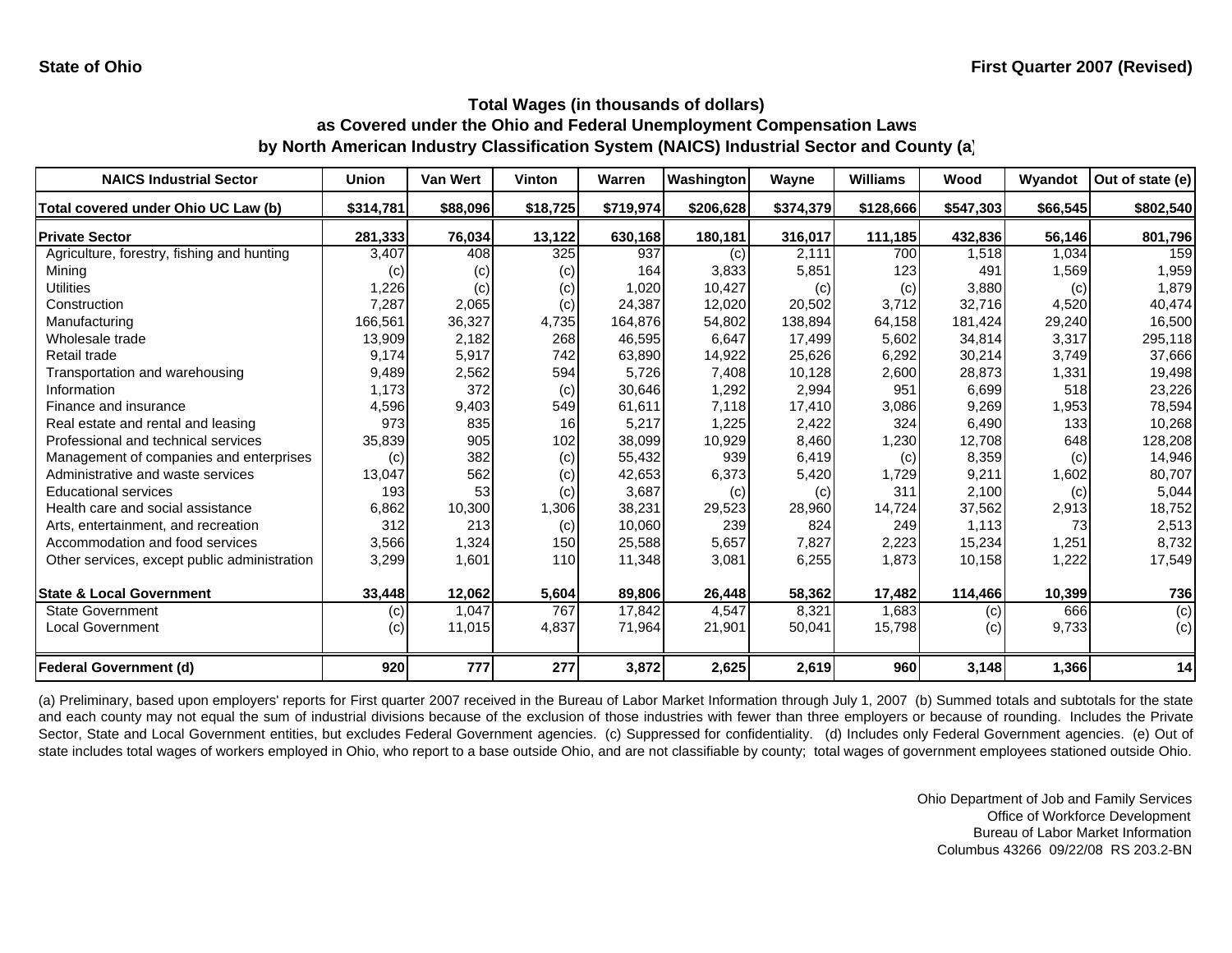State of Ohio

First Quarter 2007 (Revised)

## Total Wages (in thousands of dollars) as Covered under the Ohio and Federal Unemployment Compensation Laws by North American Industry Classification System (NAICS) Industrial Sector and County (a)

| NAICS Industrial Sector | Union | Van Wert | Vinton | Warren | Washington | Wayne | Williams | Wood | Wyandot | Out of state (e) |
|---|---|---|---|---|---|---|---|---|---|---|
| **Total covered under Ohio UC Law (b)** | **$314,781** | **$88,096** | **$18,725** | **$719,974** | **$206,628** | **$374,379** | **$128,666** | **$547,303** | **$66,545** | **$802,540** |
| **Private Sector** | **281,333** | **76,034** | **13,122** | **630,168** | **180,181** | **316,017** | **111,185** | **432,836** | **56,146** | **801,796** |
| Agriculture, forestry, fishing and hunting | 3,407 | 408 | 325 | 937 | (c) | 2,111 | 700 | 1,518 | 1,034 | 159 |
| Mining | (c) | (c) | (c) | 164 | 3,833 | 5,851 | 123 | 491 | 1,569 | 1,959 |
| Utilities | 1,226 | (c) | (c) | 1,020 | 10,427 | (c) | (c) | 3,880 | (c) | 1,879 |
| Construction | 7,287 | 2,065 | (c) | 24,387 | 12,020 | 20,502 | 3,712 | 32,716 | 4,520 | 40,474 |
| Manufacturing | 166,561 | 36,327 | 4,735 | 164,876 | 54,802 | 138,894 | 64,158 | 181,424 | 29,240 | 16,500 |
| Wholesale trade | 13,909 | 2,182 | 268 | 46,595 | 6,647 | 17,499 | 5,602 | 34,814 | 3,317 | 295,118 |
| Retail trade | 9,174 | 5,917 | 742 | 63,890 | 14,922 | 25,626 | 6,292 | 30,214 | 3,749 | 37,666 |
| Transportation and warehousing | 9,489 | 2,562 | 594 | 5,726 | 7,408 | 10,128 | 2,600 | 28,873 | 1,331 | 19,498 |
| Information | 1,173 | 372 | (c) | 30,646 | 1,292 | 2,994 | 951 | 6,699 | 518 | 23,226 |
| Finance and insurance | 4,596 | 9,403 | 549 | 61,611 | 7,118 | 17,410 | 3,086 | 9,269 | 1,953 | 78,594 |
| Real estate and rental and leasing | 973 | 835 | 16 | 5,217 | 1,225 | 2,422 | 324 | 6,490 | 133 | 10,268 |
| Professional and technical services | 35,839 | 905 | 102 | 38,099 | 10,929 | 8,460 | 1,230 | 12,708 | 648 | 128,208 |
| Management of companies and enterprises | (c) | 382 | (c) | 55,432 | 939 | 6,419 | (c) | 8,359 | (c) | 14,946 |
| Administrative and waste services | 13,047 | 562 | (c) | 42,653 | 6,373 | 5,420 | 1,729 | 9,211 | 1,602 | 80,707 |
| Educational services | 193 | 53 | (c) | 3,687 | (c) | (c) | 311 | 2,100 | (c) | 5,044 |
| Health care and social assistance | 6,862 | 10,300 | 1,306 | 38,231 | 29,523 | 28,960 | 14,724 | 37,562 | 2,913 | 18,752 |
| Arts, entertainment, and recreation | 312 | 213 | (c) | 10,060 | 239 | 824 | 249 | 1,113 | 73 | 2,513 |
| Accommodation and food services | 3,566 | 1,324 | 150 | 25,588 | 5,657 | 7,827 | 2,223 | 15,234 | 1,251 | 8,732 |
| Other services, except public administration | 3,299 | 1,601 | 110 | 11,348 | 3,081 | 6,255 | 1,873 | 10,158 | 1,222 | 17,549 |
| **State & Local Government** | **33,448** | **12,062** | **5,604** | **89,806** | **26,448** | **58,362** | **17,482** | **114,466** | **10,399** | **736** |
| State Government | (c) | 1,047 | 767 | 17,842 | 4,547 | 8,321 | 1,683 | (c) | 666 | (c) |
| Local Government | (c) | 11,015 | 4,837 | 71,964 | 21,901 | 50,041 | 15,798 | (c) | 9,733 | (c) |
| **Federal Government (d)** | **920** | **777** | **277** | **3,872** | **2,625** | **2,619** | **960** | **3,148** | **1,366** | **14** |

(a) Preliminary, based upon employers' reports for First quarter 2007 received in the Bureau of Labor Market Information through July 1, 2007 (b) Summed totals and subtotals for the state and each county may not equal the sum of industrial divisions because of the exclusion of those industries with fewer than three employers or because of rounding. Includes the Private Sector, State and Local Government entities, but excludes Federal Government agencies. (c) Suppressed for confidentiality. (d) Includes only Federal Government agencies. (e) Out of state includes total wages of workers employed in Ohio, who report to a base outside Ohio, and are not classifiable by county; total wages of government employees stationed outside Ohio.

Ohio Department of Job and Family Services
Office of Workforce Development
Bureau of Labor Market Information
Columbus 43266 09/22/08 RS 203.2-BN